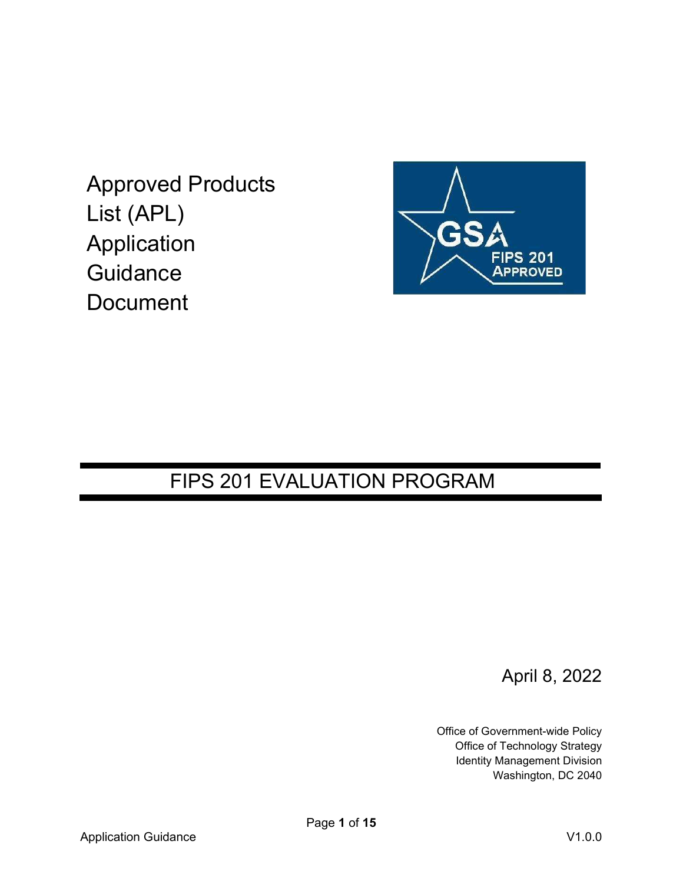# Approved Products List (APL) Application Guidance Document

## FIPS 201 EVALUATION PROGRAM

April 8, 2022

Office of Government-wide Policy
Office of Technology Strategy
Identity Management Division
Washington, DC 2040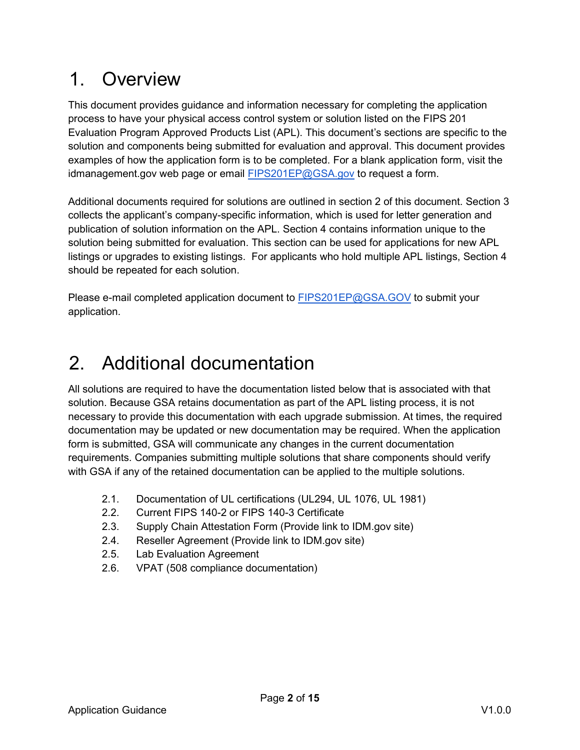# 1. Overview

This document provides guidance and information necessary for completing the application process to have your physical access control system or solution listed on the FIPS 201 Evaluation Program Approved Products List (APL). This document's sections are specific to the solution and components being submitted for evaluation and approval. This document provides examples of how the application form is to be completed. For a blank application form, visit the idmanagement.gov web page or email [FIPS201EP@GSA.gov](mailto:FIPS201EP@GSA.gov) to request a form.

Additional documents required for solutions are outlined in section 2 of this document. Section 3 collects the applicant's company-specific information, which is used for letter generation and publication of solution information on the APL. Section 4 contains information unique to the solution being submitted for evaluation. This section can be used for applications for new APL listings or upgrades to existing listings. For applicants who hold multiple APL listings, Section 4 should be repeated for each solution.

Please e-mail completed application document to [FIPS201EP@GSA.GOV](mailto:FIPS201EP@GSA.GOV) to submit your application.

# 2. Additional documentation

All solutions are required to have the documentation listed below that is associated with that solution. Because GSA retains documentation as part of the APL listing process, it is not necessary to provide this documentation with each upgrade submission. At times, the required documentation may be updated or new documentation may be required. When the application form is submitted, GSA will communicate any changes in the current documentation requirements. Companies submitting multiple solutions that share components should verify with GSA if any of the retained documentation can be applied to the multiple solutions.

- 2.1. Documentation of UL certifications (UL294, UL 1076, UL 1981)
- 2.2. Current FIPS 140-2 or FIPS 140-3 Certificate
- 2.3. Supply Chain Attestation Form (Provide link to IDM.gov site)
- 2.4. Reseller Agreement (Provide link to IDM.gov site)
- 2.5. Lab Evaluation Agreement
- 2.6. VPAT (508 compliance documentation)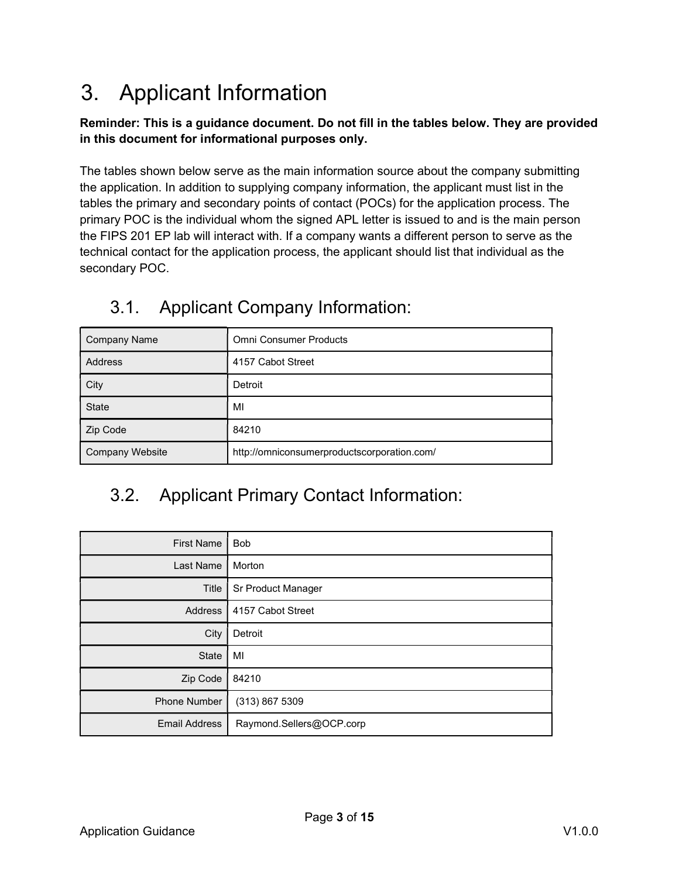# 3. Applicant Information

**Reminder: This is a guidance document. Do not fill in the tables below. They are provided in this document for informational purposes only.**

The tables shown below serve as the main information source about the company submitting the application. In addition to supplying company information, the applicant must list in the tables the primary and secondary points of contact (POCs) for the application process. The primary POC is the individual whom the signed APL letter is issued to and is the main person the FIPS 201 EP lab will interact with. If a company wants a different person to serve as the technical contact for the application process, the applicant should list that individual as the secondary POC.

## 3.1. Applicant Company Information:

| Field | Value |
|---|---|
| Company Name | Omni Consumer Products |
| Address | 4157 Cabot Street |
| City | Detroit |
| State | MI |
| Zip Code | 84210 |
| Company Website | http://omniconsumerproductscorporation.com/ |

## 3.2. Applicant Primary Contact Information:

| Field | Value |
|---|---|
| First Name | Bob |
| Last Name | Morton |
| Title | Sr Product Manager |
| Address | 4157 Cabot Street |
| City | Detroit |
| State | MI |
| Zip Code | 84210 |
| Phone Number | (313) 867 5309 |
| Email Address | Raymond.Sellers@OCP.corp |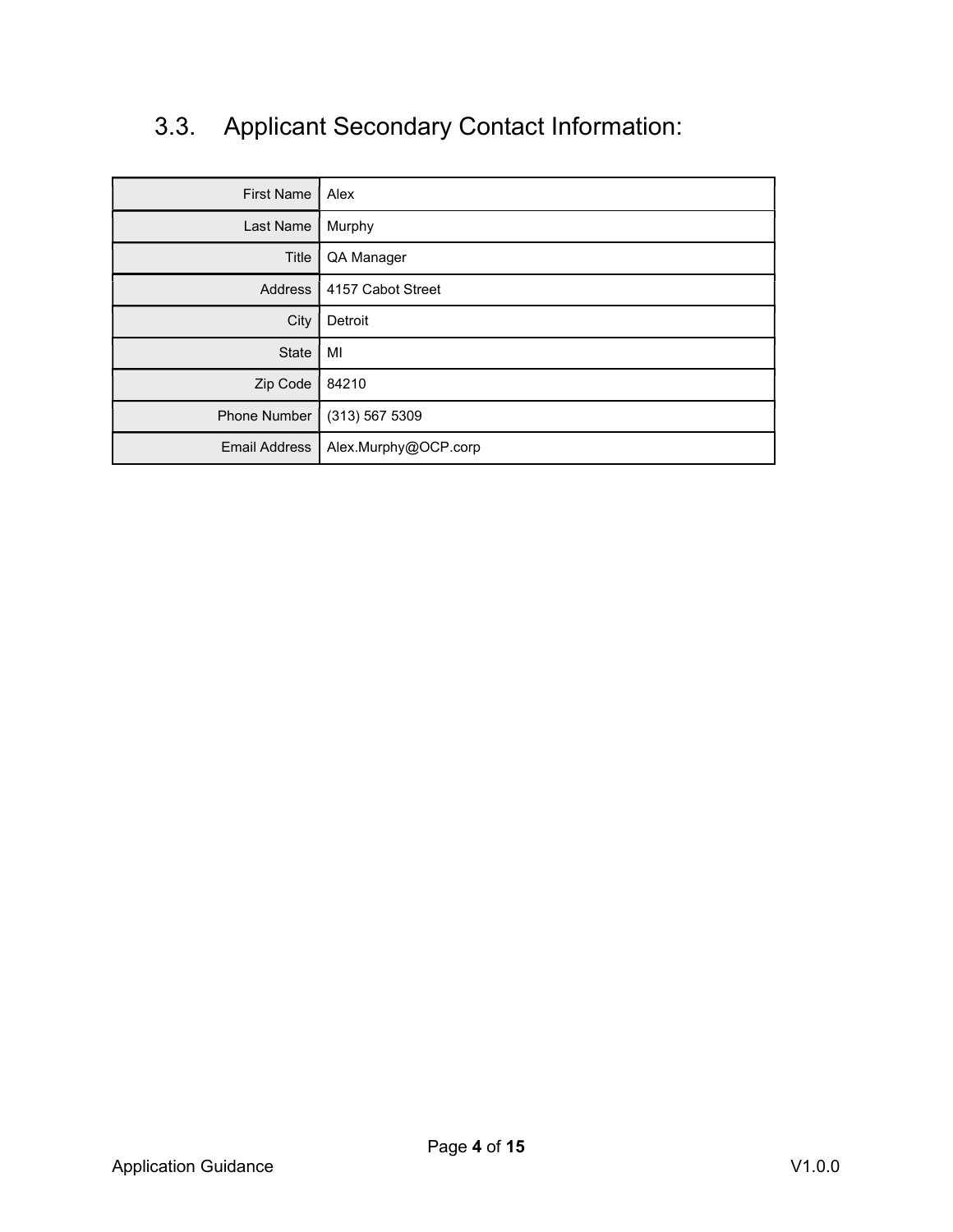## 3.3. Applicant Secondary Contact Information:

| Field | Value |
|---|---|
| First Name | Alex |
| Last Name | Murphy |
| Title | QA Manager |
| Address | 4157 Cabot Street |
| City | Detroit |
| State | MI |
| Zip Code | 84210 |
| Phone Number | (313) 567 5309 |
| Email Address | Alex.Murphy@OCP.corp |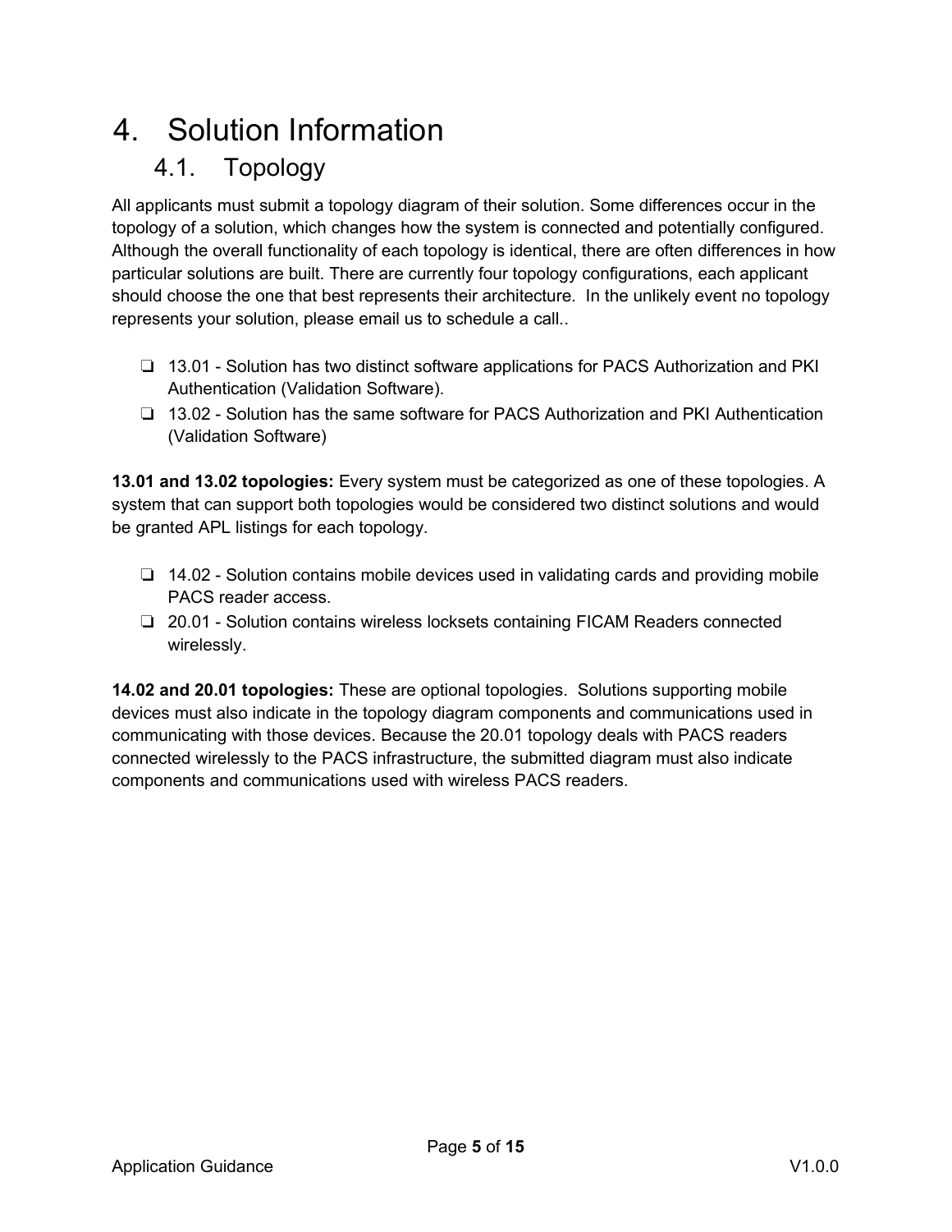# 4. Solution Information

## 4.1. Topology

All applicants must submit a topology diagram of their solution. Some differences occur in the topology of a solution, which changes how the system is connected and potentially configured. Although the overall functionality of each topology is identical, there are often differences in how particular solutions are built. There are currently four topology configurations, each applicant should choose the one that best represents their architecture.  In the unlikely event no topology represents your solution, please email us to schedule a call..

- ❏ 13.01 - Solution has two distinct software applications for PACS Authorization and PKI Authentication (Validation Software).
- ❏ 13.02 - Solution has the same software for PACS Authorization and PKI Authentication (Validation Software)

**13.01 and 13.02 topologies:** Every system must be categorized as one of these topologies. A system that can support both topologies would be considered two distinct solutions and would be granted APL listings for each topology.

- ❏ 14.02 - Solution contains mobile devices used in validating cards and providing mobile PACS reader access.
- ❏ 20.01 - Solution contains wireless locksets containing FICAM Readers connected wirelessly.

**14.02 and 20.01 topologies:** These are optional topologies.  Solutions supporting mobile devices must also indicate in the topology diagram components and communications used in communicating with those devices. Because the 20.01 topology deals with PACS readers connected wirelessly to the PACS infrastructure, the submitted diagram must also indicate components and communications used with wireless PACS readers.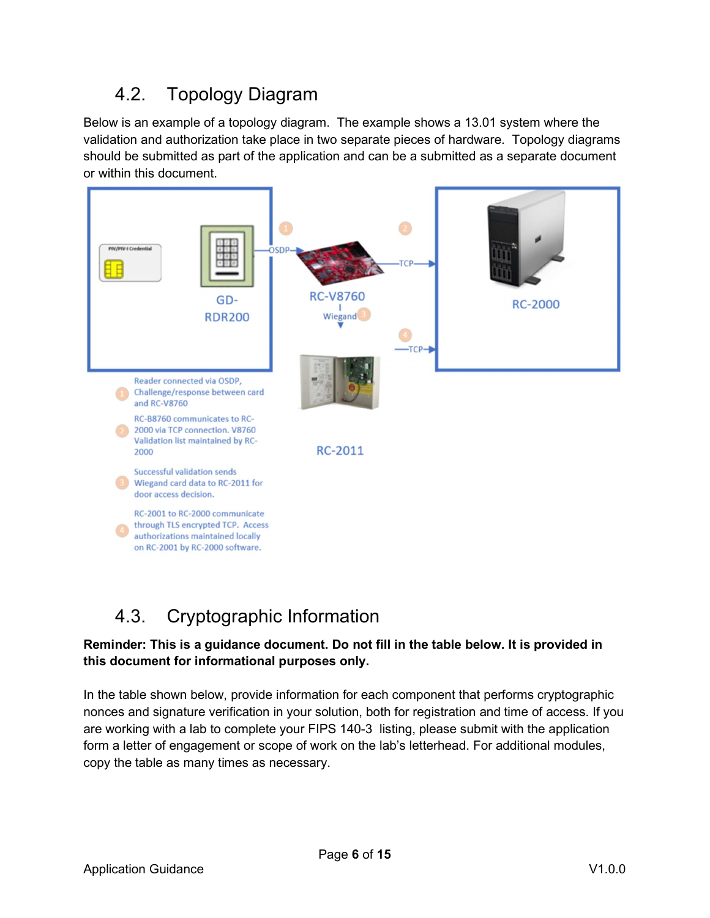## 4.2. Topology Diagram

Below is an example of a topology diagram. The example shows a 13.01 system where the validation and authorization take place in two separate pieces of hardware. Topology diagrams should be submitted as part of the application and can be a submitted as a separate document or within this document.

PIV/PIV-I Credential

GD-RDR200

OSDP

RC-V8760

Wiegand

TCP

RC-2000

RC-2011

1. Reader connected via OSDP, Challenge/response between card and RC-V8760
2. RC-B8760 communicates to RC-2000 via TCP connection. V8760 Validation list maintained by RC-2000
3. Successful validation sends Wiegand card data to RC-2011 for door access decision.
4. RC-2001 to RC-2000 communicate through TLS encrypted TCP. Access authorizations maintained locally on RC-2001 by RC-2000 software.

## 4.3. Cryptographic Information

**Reminder: This is a guidance document. Do not fill in the table below. It is provided in this document for informational purposes only.**

In the table shown below, provide information for each component that performs cryptographic nonces and signature verification in your solution, both for registration and time of access. If you are working with a lab to complete your FIPS 140-3 listing, please submit with the application form a letter of engagement or scope of work on the lab's letterhead. For additional modules, copy the table as many times as necessary.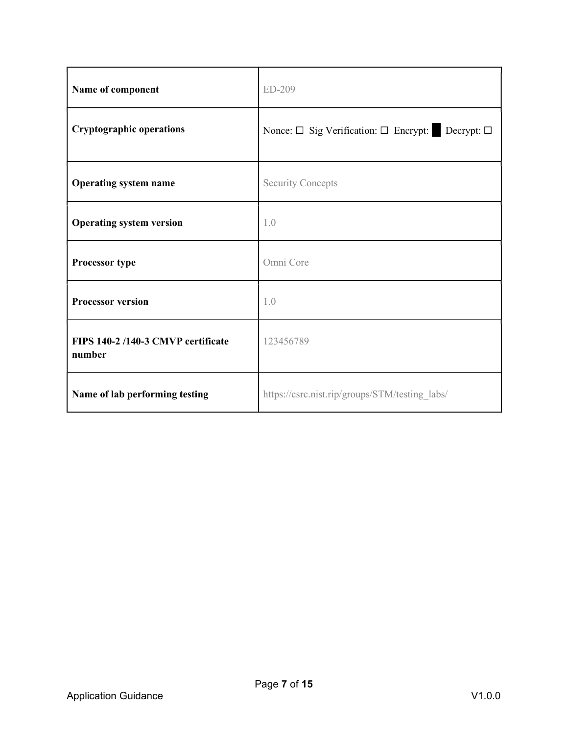| Name of component | ED-209 |
|---|---|
| Cryptographic operations | Nonce: ☐ Sig Verification: ☐ Encrypt: █ Decrypt: ☐ |
| Operating system name | Security Concepts |
| Operating system version | 1.0 |
| Processor type | Omni Core |
| Processor version | 1.0 |
| FIPS 140-2 /140-3 CMVP certificate number | 123456789 |
| Name of lab performing testing | https://csrc.nist.rip/groups/STM/testing_labs/ |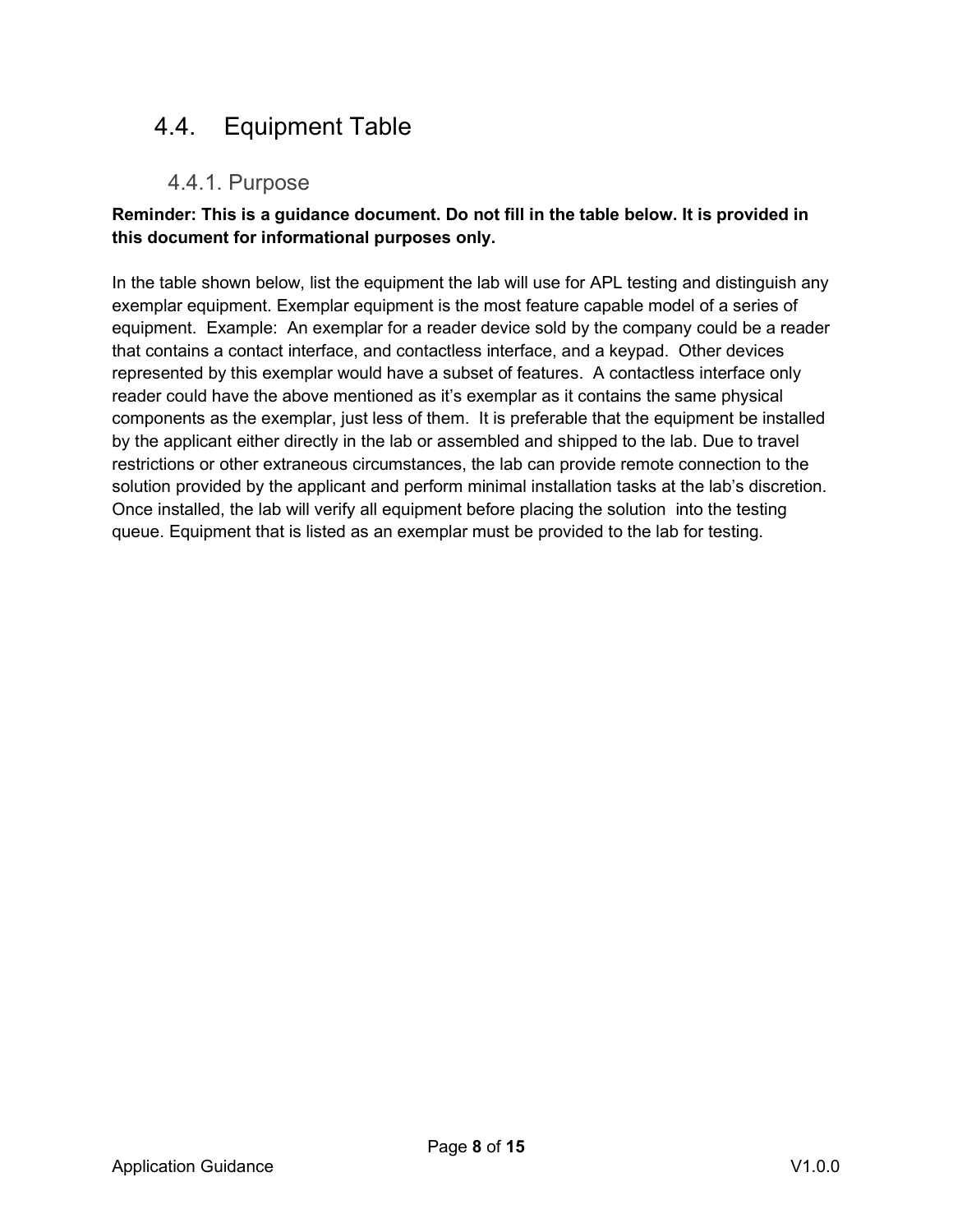## 4.4. Equipment Table

### 4.4.1. Purpose

**Reminder: This is a guidance document. Do not fill in the table below. It is provided in this document for informational purposes only.**

In the table shown below, list the equipment the lab will use for APL testing and distinguish any exemplar equipment. Exemplar equipment is the most feature capable model of a series of equipment. Example: An exemplar for a reader device sold by the company could be a reader that contains a contact interface, and contactless interface, and a keypad. Other devices represented by this exemplar would have a subset of features. A contactless interface only reader could have the above mentioned as it's exemplar as it contains the same physical components as the exemplar, just less of them. It is preferable that the equipment be installed by the applicant either directly in the lab or assembled and shipped to the lab. Due to travel restrictions or other extraneous circumstances, the lab can provide remote connection to the solution provided by the applicant and perform minimal installation tasks at the lab's discretion. Once installed, the lab will verify all equipment before placing the solution into the testing queue. Equipment that is listed as an exemplar must be provided to the lab for testing.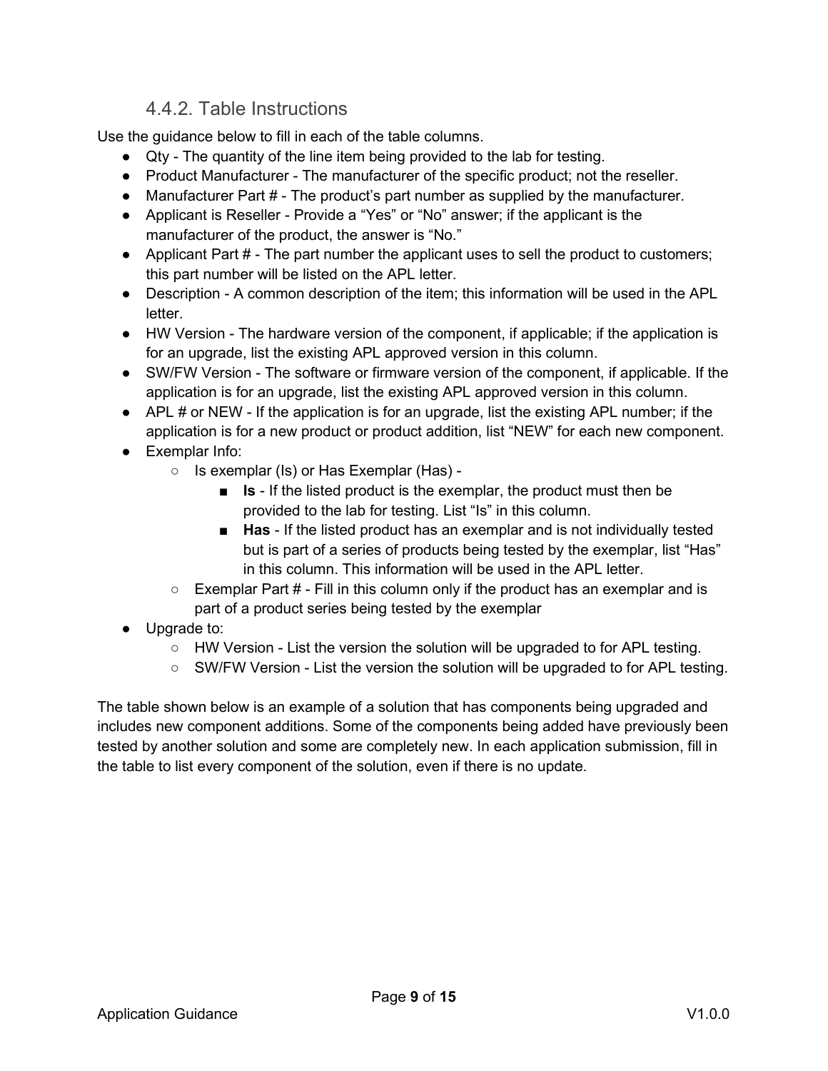### 4.4.2. Table Instructions

Use the guidance below to fill in each of the table columns.

- Qty - The quantity of the line item being provided to the lab for testing.
- Product Manufacturer - The manufacturer of the specific product; not the reseller.
- Manufacturer Part # - The product's part number as supplied by the manufacturer.
- Applicant is Reseller - Provide a "Yes" or "No" answer; if the applicant is the manufacturer of the product, the answer is "No."
- Applicant Part # - The part number the applicant uses to sell the product to customers; this part number will be listed on the APL letter.
- Description - A common description of the item; this information will be used in the APL letter.
- HW Version - The hardware version of the component, if applicable; if the application is for an upgrade, list the existing APL approved version in this column.
- SW/FW Version - The software or firmware version of the component, if applicable. If the application is for an upgrade, list the existing APL approved version in this column.
- APL # or NEW - If the application is for an upgrade, list the existing APL number; if the application is for a new product or product addition, list "NEW" for each new component.
- Exemplar Info:
    - Is exemplar (Is) or Has Exemplar (Has) -
        - **Is** - If the listed product is the exemplar, the product must then be provided to the lab for testing. List "Is" in this column.
        - **Has** - If the listed product has an exemplar and is not individually tested but is part of a series of products being tested by the exemplar, list "Has" in this column. This information will be used in the APL letter.
    - Exemplar Part # - Fill in this column only if the product has an exemplar and is part of a product series being tested by the exemplar
- Upgrade to:
    - HW Version - List the version the solution will be upgraded to for APL testing.
    - SW/FW Version - List the version the solution will be upgraded to for APL testing.

The table shown below is an example of a solution that has components being upgraded and includes new component additions. Some of the components being added have previously been tested by another solution and some are completely new. In each application submission, fill in the table to list every component of the solution, even if there is no update.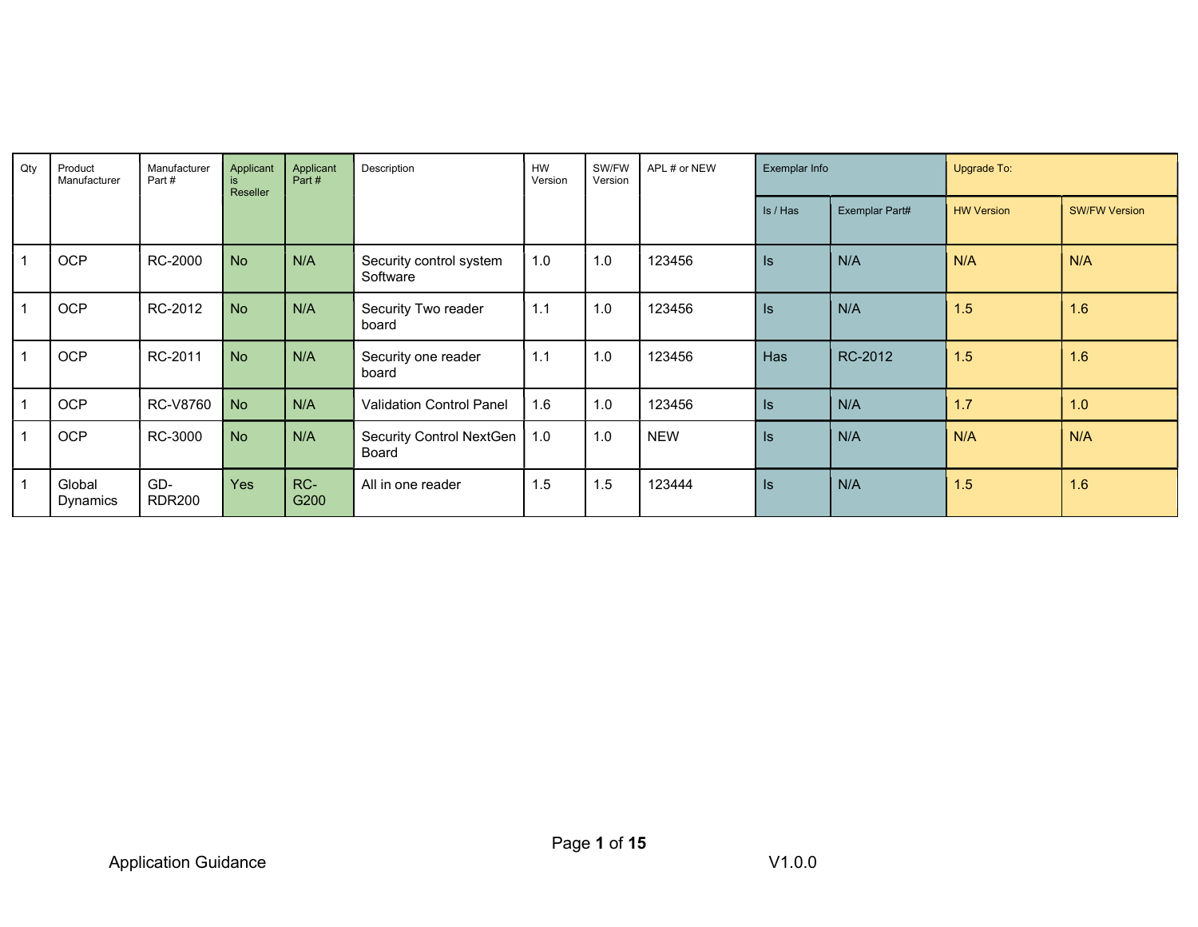| Qty | Product Manufacturer | Manufacturer Part # | Applicant is Reseller | Applicant Part # | Description | HW Version | SW/FW Version | APL # or NEW | Exemplar Info | | Upgrade To: | |
|---|---|---|---|---|---|---|---|---|---|---|---|---|
| | | | | | | | | | Is / Has | Exemplar Part# | HW Version | SW/FW Version |
| 1 | OCP | RC-2000 | No | N/A | Security control system Software | 1.0 | 1.0 | 123456 | Is | N/A | N/A | N/A |
| 1 | OCP | RC-2012 | No | N/A | Security Two reader board | 1.1 | 1.0 | 123456 | Is | N/A | 1.5 | 1.6 |
| 1 | OCP | RC-2011 | No | N/A | Security one reader board | 1.1 | 1.0 | 123456 | Has | RC-2012 | 1.5 | 1.6 |
| 1 | OCP | RC-V8760 | No | N/A | Validation Control Panel | 1.6 | 1.0 | 123456 | Is | N/A | 1.7 | 1.0 |
| 1 | OCP | RC-3000 | No | N/A | Security Control NextGen Board | 1.0 | 1.0 | NEW | Is | N/A | N/A | N/A |
| 1 | Global Dynamics | GD-RDR200 | Yes | RC-G200 | All in one reader | 1.5 | 1.5 | 123444 | Is | N/A | 1.5 | 1.6 |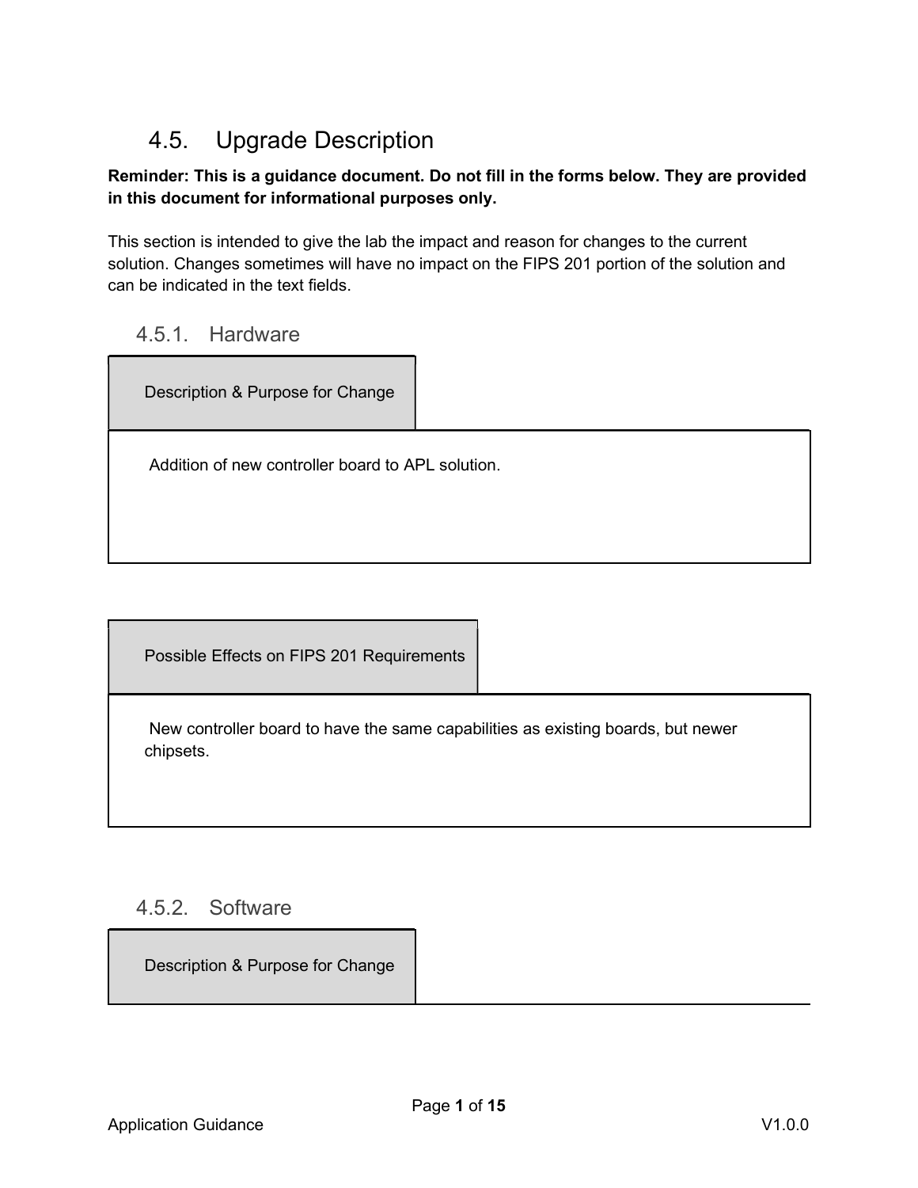## 4.5. Upgrade Description

**Reminder: This is a guidance document. Do not fill in the forms below. They are provided in this document for informational purposes only.**

This section is intended to give the lab the impact and reason for changes to the current solution. Changes sometimes will have no impact on the FIPS 201 portion of the solution and can be indicated in the text fields.

### 4.5.1. Hardware

| Description & Purpose for Change |
| --- |
| Addition of new controller board to APL solution. |

| Possible Effects on FIPS 201 Requirements |
| --- |
| New controller board to have the same capabilities as existing boards, but newer chipsets. |

### 4.5.2. Software

| Description & Purpose for Change |
| --- |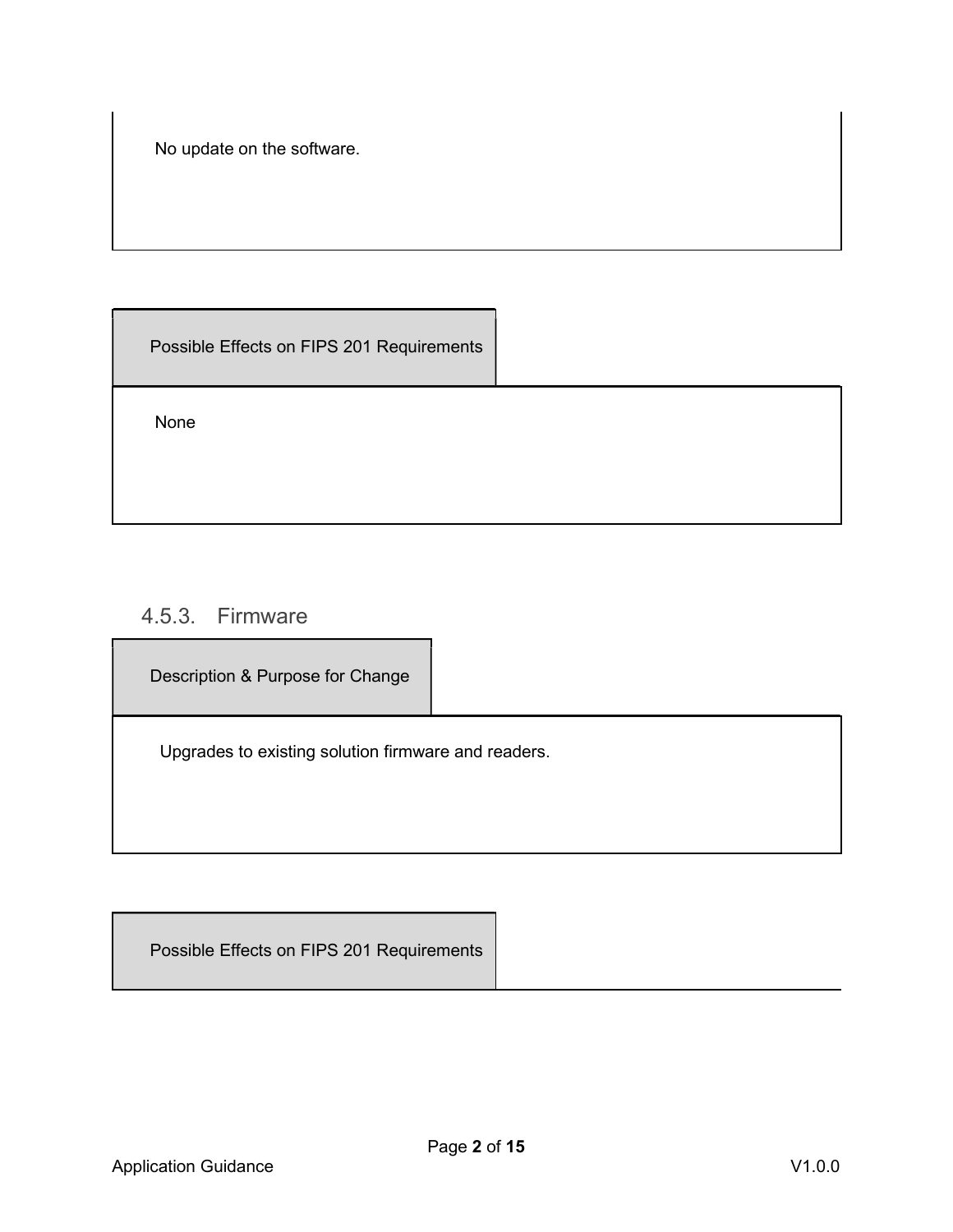No update on the software.

**Possible Effects on FIPS 201 Requirements**

None

### 4.5.3. Firmware

**Description & Purpose for Change**

Upgrades to existing solution firmware and readers.

**Possible Effects on FIPS 201 Requirements**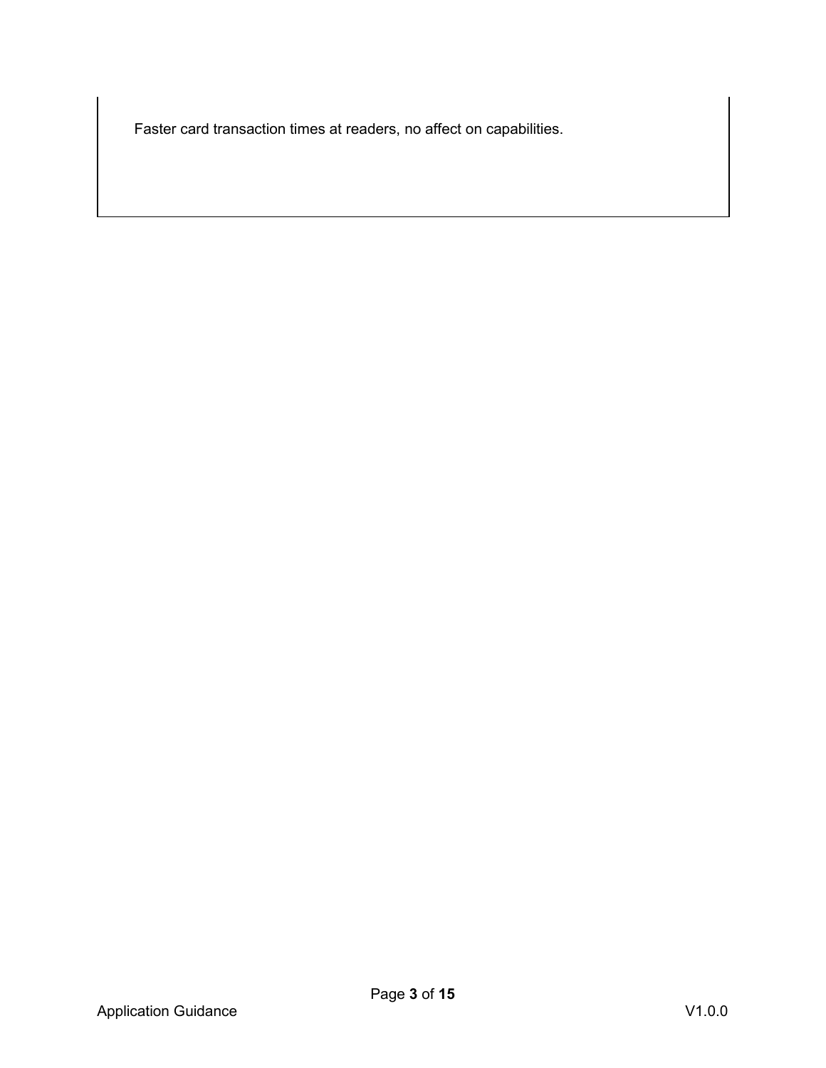Faster card transaction times at readers, no affect on capabilities.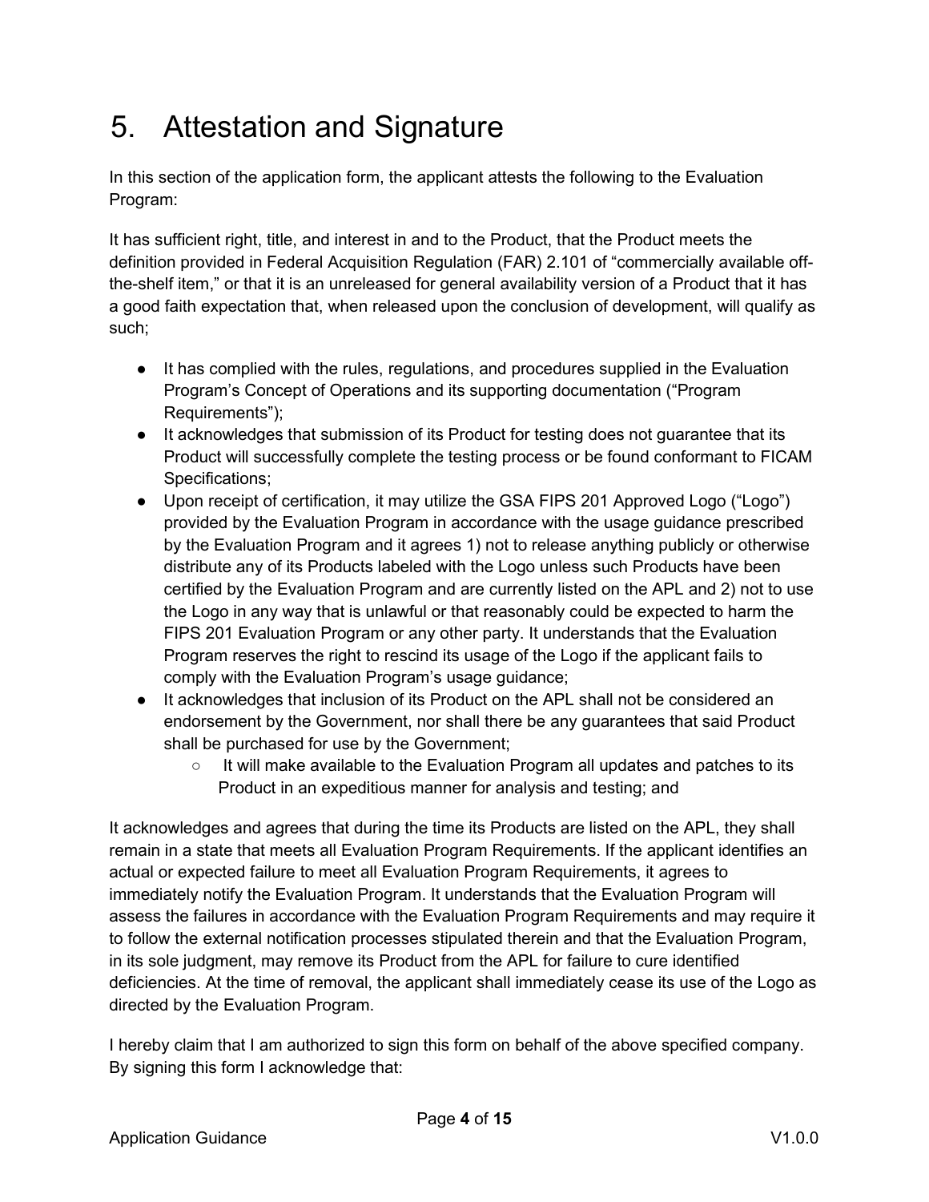# 5. Attestation and Signature

In this section of the application form, the applicant attests the following to the Evaluation Program:

It has sufficient right, title, and interest in and to the Product, that the Product meets the definition provided in Federal Acquisition Regulation (FAR) 2.101 of "commercially available off-the-shelf item," or that it is an unreleased for general availability version of a Product that it has a good faith expectation that, when released upon the conclusion of development, will qualify as such;

- It has complied with the rules, regulations, and procedures supplied in the Evaluation Program's Concept of Operations and its supporting documentation ("Program Requirements");
- It acknowledges that submission of its Product for testing does not guarantee that its Product will successfully complete the testing process or be found conformant to FICAM Specifications;
- Upon receipt of certification, it may utilize the GSA FIPS 201 Approved Logo ("Logo") provided by the Evaluation Program in accordance with the usage guidance prescribed by the Evaluation Program and it agrees 1) not to release anything publicly or otherwise distribute any of its Products labeled with the Logo unless such Products have been certified by the Evaluation Program and are currently listed on the APL and 2) not to use the Logo in any way that is unlawful or that reasonably could be expected to harm the FIPS 201 Evaluation Program or any other party. It understands that the Evaluation Program reserves the right to rescind its usage of the Logo if the applicant fails to comply with the Evaluation Program's usage guidance;
- It acknowledges that inclusion of its Product on the APL shall not be considered an endorsement by the Government, nor shall there be any guarantees that said Product shall be purchased for use by the Government;
    - It will make available to the Evaluation Program all updates and patches to its Product in an expeditious manner for analysis and testing; and

It acknowledges and agrees that during the time its Products are listed on the APL, they shall remain in a state that meets all Evaluation Program Requirements. If the applicant identifies an actual or expected failure to meet all Evaluation Program Requirements, it agrees to immediately notify the Evaluation Program. It understands that the Evaluation Program will assess the failures in accordance with the Evaluation Program Requirements and may require it to follow the external notification processes stipulated therein and that the Evaluation Program, in its sole judgment, may remove its Product from the APL for failure to cure identified deficiencies. At the time of removal, the applicant shall immediately cease its use of the Logo as directed by the Evaluation Program.

I hereby claim that I am authorized to sign this form on behalf of the above specified company. By signing this form I acknowledge that: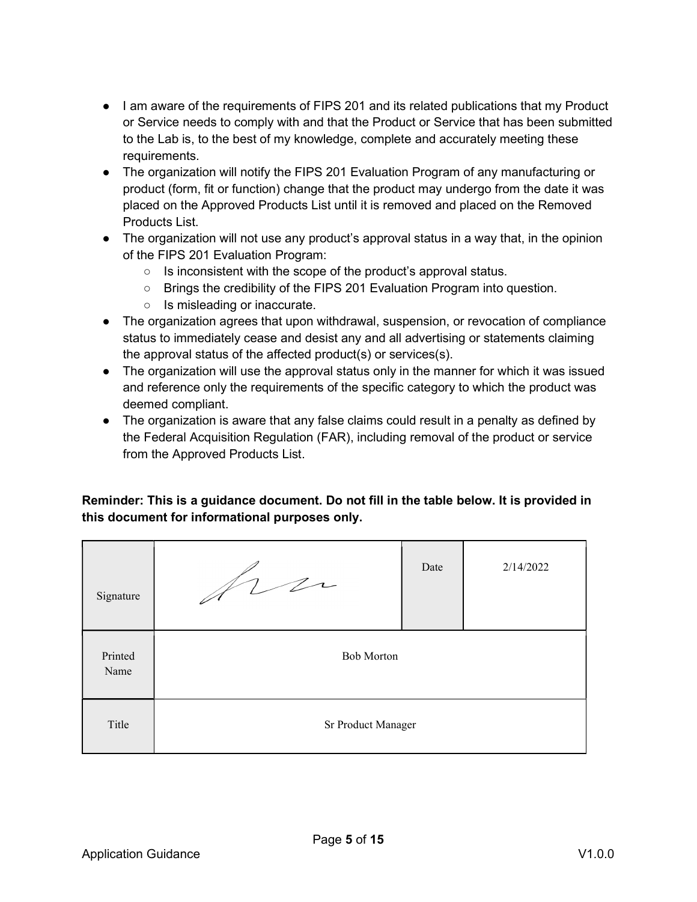- I am aware of the requirements of FIPS 201 and its related publications that my Product or Service needs to comply with and that the Product or Service that has been submitted to the Lab is, to the best of my knowledge, complete and accurately meeting these requirements.
- The organization will notify the FIPS 201 Evaluation Program of any manufacturing or product (form, fit or function) change that the product may undergo from the date it was placed on the Approved Products List until it is removed and placed on the Removed Products List.
- The organization will not use any product's approval status in a way that, in the opinion of the FIPS 201 Evaluation Program:
  - Is inconsistent with the scope of the product's approval status.
  - Brings the credibility of the FIPS 201 Evaluation Program into question.
  - Is misleading or inaccurate.
- The organization agrees that upon withdrawal, suspension, or revocation of compliance status to immediately cease and desist any and all advertising or statements claiming the approval status of the affected product(s) or services(s).
- The organization will use the approval status only in the manner for which it was issued and reference only the requirements of the specific category to which the product was deemed compliant.
- The organization is aware that any false claims could result in a penalty as defined by the Federal Acquisition Regulation (FAR), including removal of the product or service from the Approved Products List.

**Reminder: This is a guidance document. Do not fill in the table below. It is provided in this document for informational purposes only.**

| | | | |
|---|---|---|---|
| Signature | [signature] | Date | 2/14/2022 |
| Printed Name | Bob Morton | | |
| Title | Sr Product Manager | | |